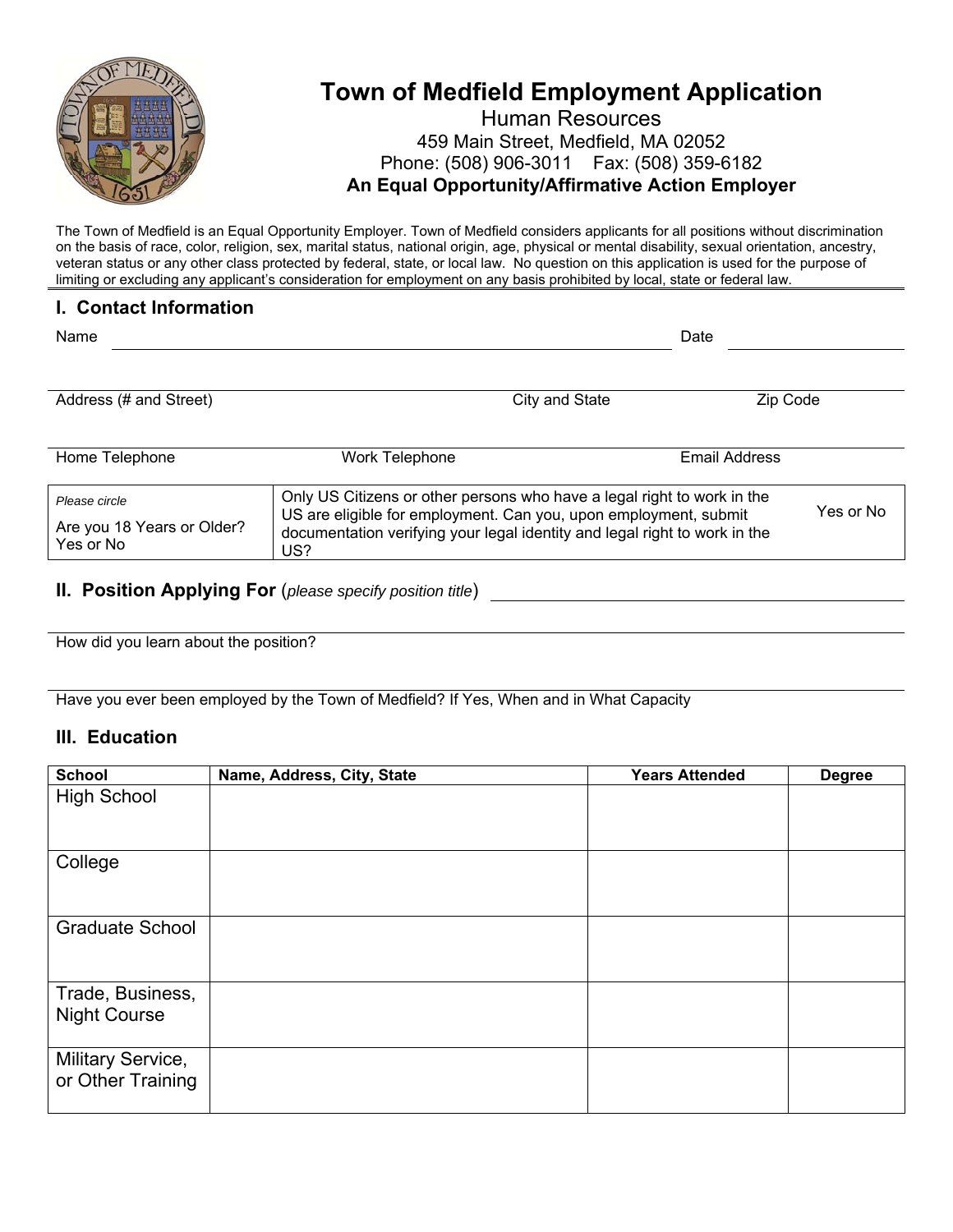# Town of Medfield Employment Application

Human Resources
459 Main Street, Medfield, MA 02052
Phone: (508) 906-3011    Fax: (508) 359-6182

**An Equal Opportunity/Affirmative Action Employer**

The Town of Medfield is an Equal Opportunity Employer. Town of Medfield considers applicants for all positions without discrimination on the basis of race, color, religion, sex, marital status, national origin, age, physical or mental disability, sexual orientation, ancestry, veteran status or any other class protected by federal, state, or local law. No question on this application is used for the purpose of limiting or excluding any applicant's consideration for employment on any basis prohibited by local, state or federal law.

## I. Contact Information

Name ______________________________ Date ______________

Address (# and Street) ______________ City and State ______________ Zip Code ______________

Home Telephone ______________ Work Telephone ______________ Email Address ______________

| *Please circle* Are you 18 Years or Older? Yes or No | Only US Citizens or other persons who have a legal right to work in the US are eligible for employment. Can you, upon employment, submit documentation verifying your legal identity and legal right to work in the US? | Yes or No |
|---|---|---|

## II. Position Applying For (*please specify position title*) ______________________________

How did you learn about the position?

Have you ever been employed by the Town of Medfield? If Yes, When and in What Capacity

## III. Education

| School | Name, Address, City, State | Years Attended | Degree |
|---|---|---|---|
| High School | | | |
| College | | | |
| Graduate School | | | |
| Trade, Business, Night Course | | | |
| Military Service, or Other Training | | | |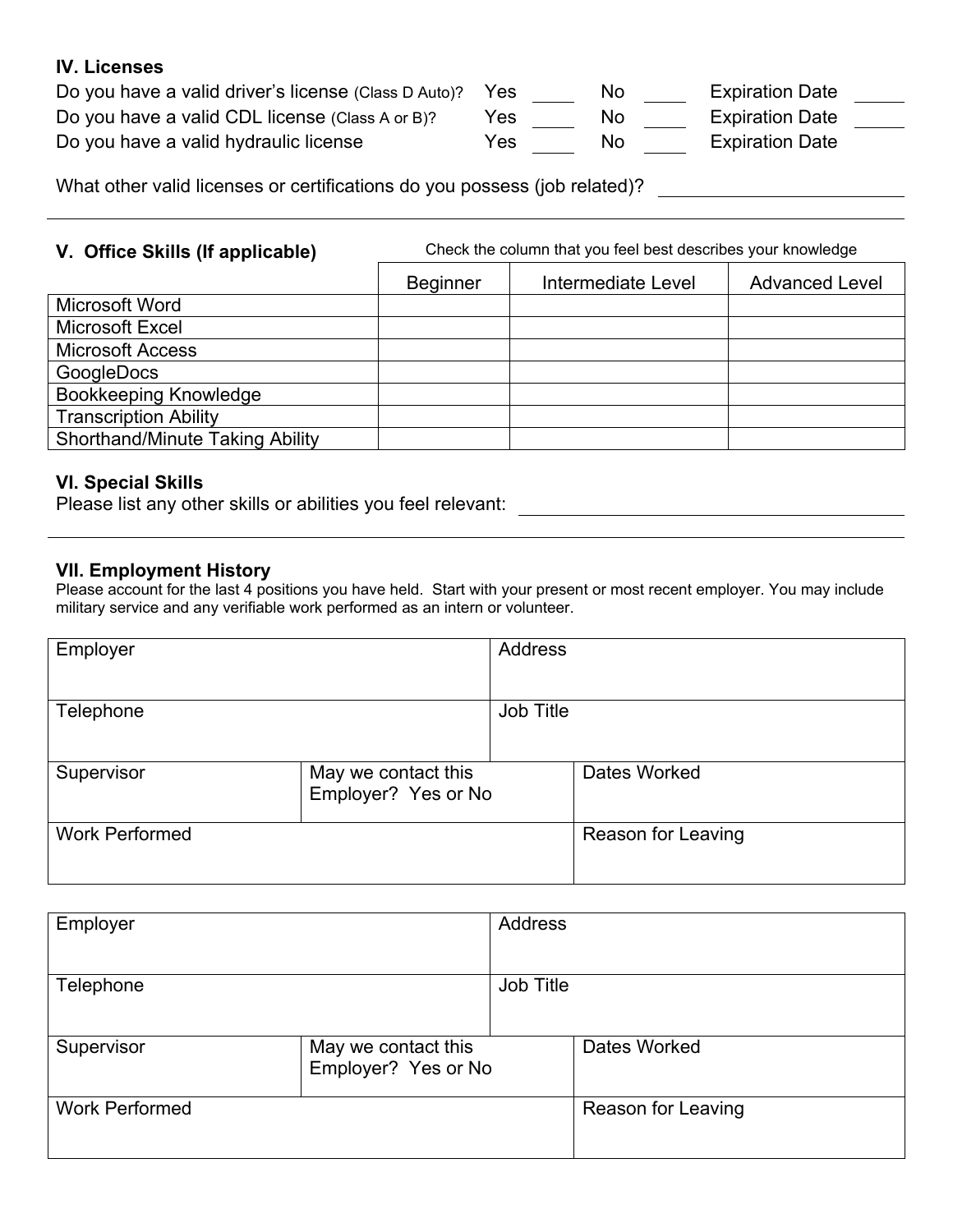### IV. Licenses

Do you have a valid driver's license (Class D Auto)? Yes \_\_\_\_ No \_\_\_\_ Expiration Date \_\_\_\_

Do you have a valid CDL license (Class A or B)? Yes \_\_\_\_ No \_\_\_\_ Expiration Date \_\_\_\_

Do you have a valid hydraulic license Yes \_\_\_\_ No \_\_\_\_ Expiration Date

What other valid licenses or certifications do you possess (job related)? \_\_\_\_\_\_\_\_\_\_\_\_\_\_\_\_

---

### V. Office Skills (If applicable)

Check the column that you feel best describes your knowledge

| | Beginner | Intermediate Level | Advanced Level |
|---|---|---|---|
| Microsoft Word | | | |
| Microsoft Excel | | | |
| Microsoft Access | | | |
| GoogleDocs | | | |
| Bookkeeping Knowledge | | | |
| Transcription Ability | | | |
| Shorthand/Minute Taking Ability | | | |

### VI. Special Skills

Please list any other skills or abilities you feel relevant: \_\_\_\_\_\_\_\_\_\_\_\_\_\_\_\_

---

### VII. Employment History

Please account for the last 4 positions you have held. Start with your present or most recent employer. You may include military service and any verifiable work performed as an intern or volunteer.

| Employer | | Address |
|---|---|---|
| Telephone | | Job Title |
| Supervisor | May we contact this Employer? Yes or No | Dates Worked |
| Work Performed | | Reason for Leaving |

| Employer | | Address |
|---|---|---|
| Telephone | | Job Title |
| Supervisor | May we contact this Employer? Yes or No | Dates Worked |
| Work Performed | | Reason for Leaving |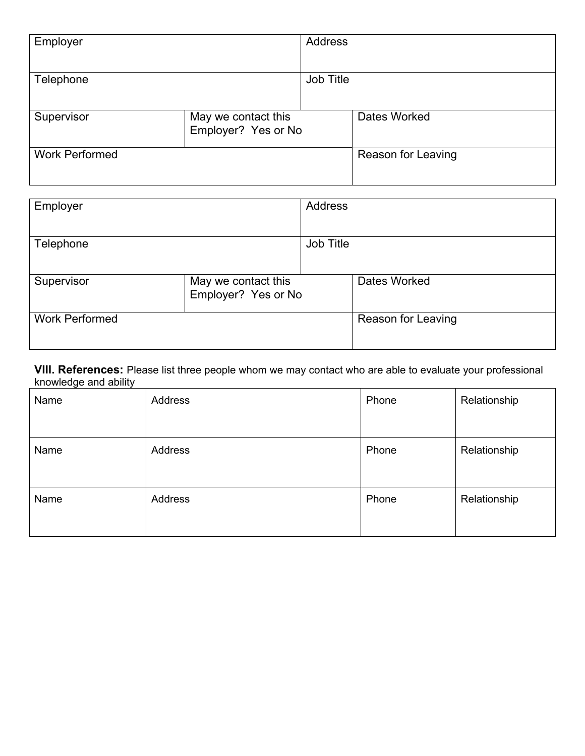| Employer | | Address |
|---|---|---|
| Telephone | | Job Title |
| Supervisor | May we contact this Employer? Yes or No | Dates Worked |
| Work Performed | | Reason for Leaving |

| Employer | | Address |
|---|---|---|
| Telephone | | Job Title |
| Supervisor | May we contact this Employer? Yes or No | Dates Worked |
| Work Performed | | Reason for Leaving |

**VIII. References:** Please list three people whom we may contact who are able to evaluate your professional knowledge and ability

| Name | Address | Phone | Relationship |
|---|---|---|---|
| Name | Address | Phone | Relationship |
| Name | Address | Phone | Relationship |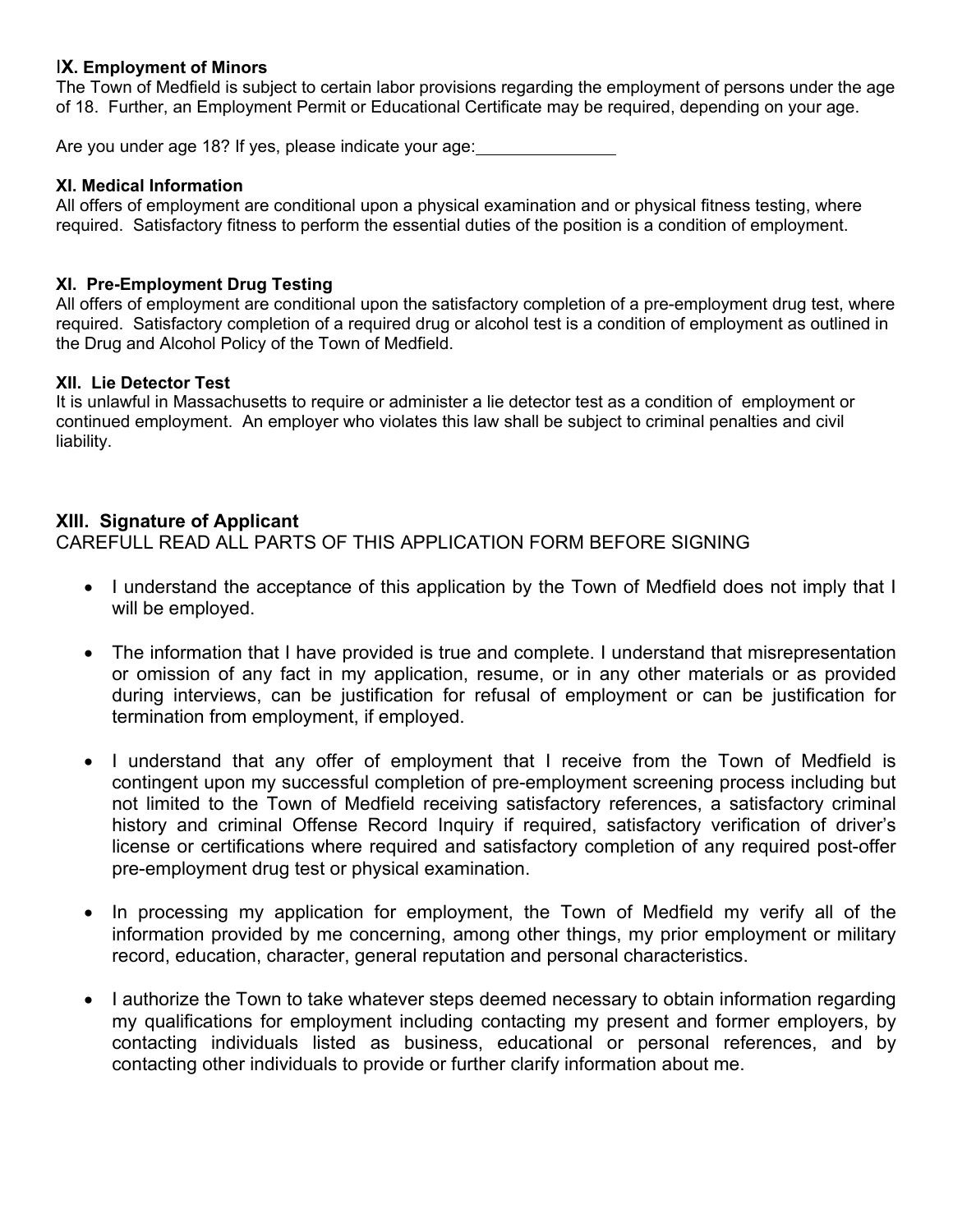### IX. Employment of Minors

The Town of Medfield is subject to certain labor provisions regarding the employment of persons under the age of 18. Further, an Employment Permit or Educational Certificate may be required, depending on your age.

Are you under age 18? If yes, please indicate your age:\_\_\_\_\_\_\_\_\_\_\_\_\_\_\_

### XI. Medical Information

All offers of employment are conditional upon a physical examination and or physical fitness testing, where required. Satisfactory fitness to perform the essential duties of the position is a condition of employment.

### XI. Pre-Employment Drug Testing

All offers of employment are conditional upon the satisfactory completion of a pre-employment drug test, where required. Satisfactory completion of a required drug or alcohol test is a condition of employment as outlined in the Drug and Alcohol Policy of the Town of Medfield.

### XII. Lie Detector Test

It is unlawful in Massachusetts to require or administer a lie detector test as a condition of employment or continued employment. An employer who violates this law shall be subject to criminal penalties and civil liability.

## XIII. Signature of Applicant

CAREFULL READ ALL PARTS OF THIS APPLICATION FORM BEFORE SIGNING

- I understand the acceptance of this application by the Town of Medfield does not imply that I will be employed.
- The information that I have provided is true and complete. I understand that misrepresentation or omission of any fact in my application, resume, or in any other materials or as provided during interviews, can be justification for refusal of employment or can be justification for termination from employment, if employed.
- I understand that any offer of employment that I receive from the Town of Medfield is contingent upon my successful completion of pre-employment screening process including but not limited to the Town of Medfield receiving satisfactory references, a satisfactory criminal history and criminal Offense Record Inquiry if required, satisfactory verification of driver's license or certifications where required and satisfactory completion of any required post-offer pre-employment drug test or physical examination.
- In processing my application for employment, the Town of Medfield my verify all of the information provided by me concerning, among other things, my prior employment or military record, education, character, general reputation and personal characteristics.
- I authorize the Town to take whatever steps deemed necessary to obtain information regarding my qualifications for employment including contacting my present and former employers, by contacting individuals listed as business, educational or personal references, and by contacting other individuals to provide or further clarify information about me.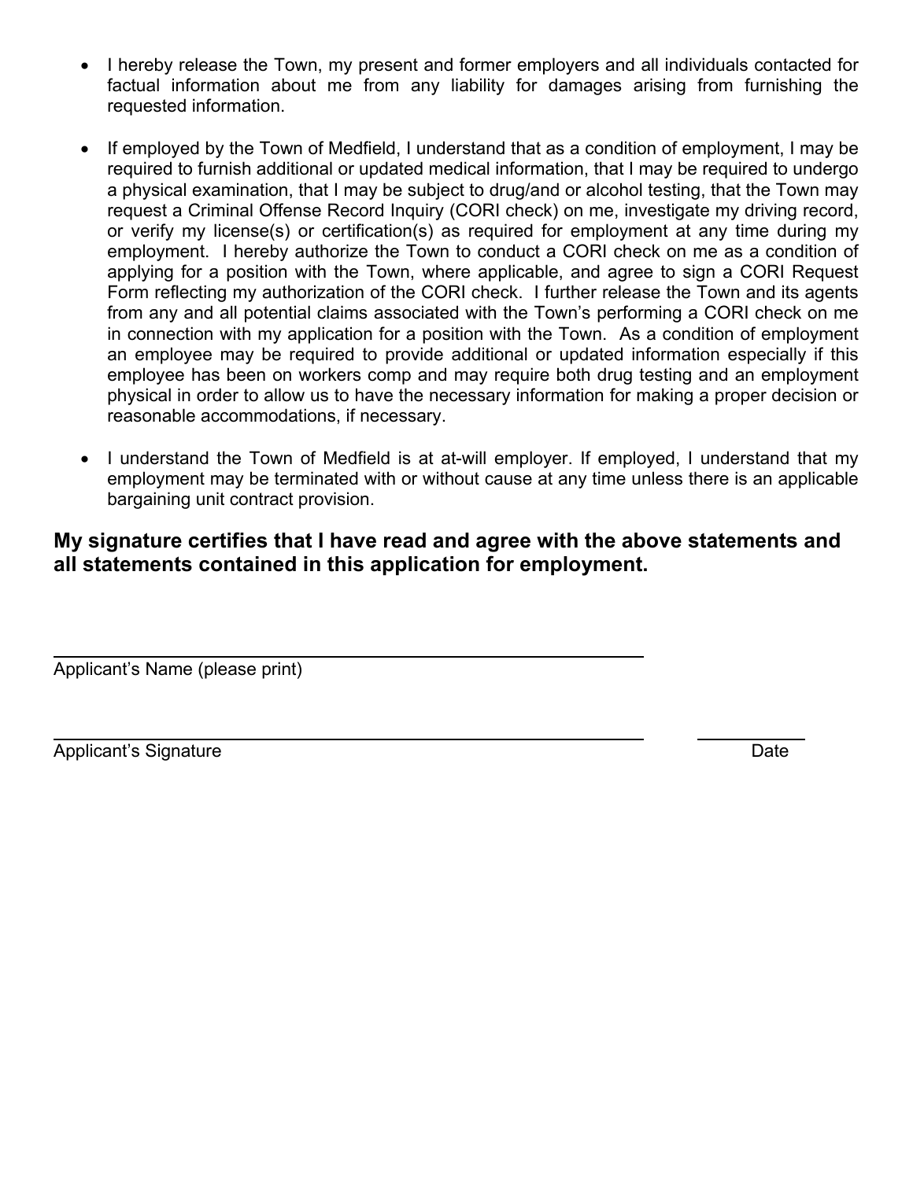- I hereby release the Town, my present and former employers and all individuals contacted for factual information about me from any liability for damages arising from furnishing the requested information.

- If employed by the Town of Medfield, I understand that as a condition of employment, I may be required to furnish additional or updated medical information, that I may be required to undergo a physical examination, that I may be subject to drug/and or alcohol testing, that the Town may request a Criminal Offense Record Inquiry (CORI check) on me, investigate my driving record, or verify my license(s) or certification(s) as required for employment at any time during my employment. I hereby authorize the Town to conduct a CORI check on me as a condition of applying for a position with the Town, where applicable, and agree to sign a CORI Request Form reflecting my authorization of the CORI check. I further release the Town and its agents from any and all potential claims associated with the Town's performing a CORI check on me in connection with my application for a position with the Town. As a condition of employment an employee may be required to provide additional or updated information especially if this employee has been on workers comp and may require both drug testing and an employment physical in order to allow us to have the necessary information for making a proper decision or reasonable accommodations, if necessary.

- I understand the Town of Medfield is at at-will employer. If employed, I understand that my employment may be terminated with or without cause at any time unless there is an applicable bargaining unit contract provision.

**My signature certifies that I have read and agree with the above statements and all statements contained in this application for employment.**

\_\_\_\_\_\_\_\_\_\_\_\_\_\_\_\_\_\_\_\_\_\_\_\_\_\_\_\_\_\_\_\_\_\_\_\_\_\_\_\_\_\_\_\_\_\_\_\_\_\_\_\_

Applicant's Name (please print)

\_\_\_\_\_\_\_\_\_\_\_\_\_\_\_\_\_\_\_\_\_\_\_\_\_\_\_\_\_\_\_\_\_\_\_\_\_\_\_\_\_\_\_\_\_\_\_\_\_\_\_\_ \_\_\_\_\_\_\_\_\_\_

Applicant's Signature Date